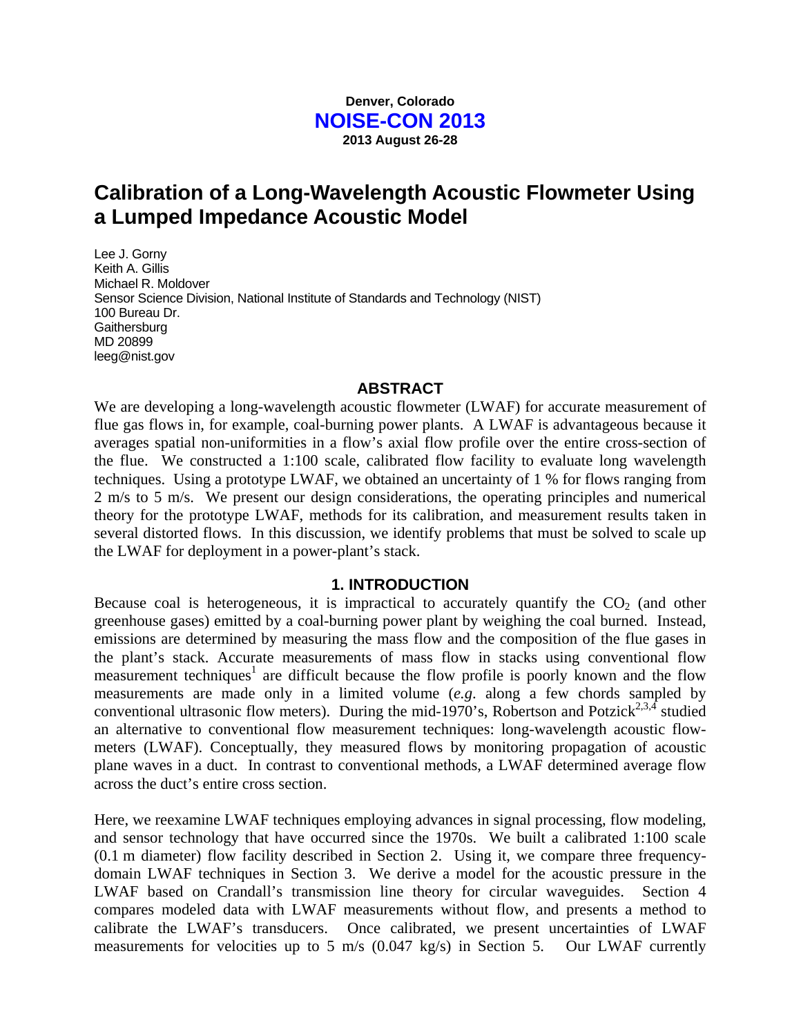**Denver, Colorado**
**NOISE-CON 2013**
**2013 August 26-28**

# Calibration of a Long-Wavelength Acoustic Flowmeter Using a Lumped Impedance Acoustic Model

Lee J. Gorny
Keith A. Gillis
Michael R. Moldover
Sensor Science Division, National Institute of Standards and Technology (NIST)
100 Bureau Dr.
Gaithersburg
MD 20899
leeg@nist.gov

## ABSTRACT

We are developing a long-wavelength acoustic flowmeter (LWAF) for accurate measurement of flue gas flows in, for example, coal-burning power plants. A LWAF is advantageous because it averages spatial non-uniformities in a flow's axial flow profile over the entire cross-section of the flue. We constructed a 1:100 scale, calibrated flow facility to evaluate long wavelength techniques. Using a prototype LWAF, we obtained an uncertainty of 1 % for flows ranging from 2 m/s to 5 m/s. We present our design considerations, the operating principles and numerical theory for the prototype LWAF, methods for its calibration, and measurement results taken in several distorted flows. In this discussion, we identify problems that must be solved to scale up the LWAF for deployment in a power-plant's stack.

## 1. INTRODUCTION

Because coal is heterogeneous, it is impractical to accurately quantify the $CO_2$ (and other greenhouse gases) emitted by a coal-burning power plant by weighing the coal burned. Instead, emissions are determined by measuring the mass flow and the composition of the flue gases in the plant's stack. Accurate measurements of mass flow in stacks using conventional flow measurement techniques[1] are difficult because the flow profile is poorly known and the flow measurements are made only in a limited volume (*e.g*. along a few chords sampled by conventional ultrasonic flow meters). During the mid-1970's, Robertson and Potzick[2,3,4] studied an alternative to conventional flow measurement techniques: long-wavelength acoustic flow-meters (LWAF). Conceptually, they measured flows by monitoring propagation of acoustic plane waves in a duct. In contrast to conventional methods, a LWAF determined average flow across the duct's entire cross section.

Here, we reexamine LWAF techniques employing advances in signal processing, flow modeling, and sensor technology that have occurred since the 1970s. We built a calibrated 1:100 scale (0.1 m diameter) flow facility described in Section 2. Using it, we compare three frequency-domain LWAF techniques in Section 3. We derive a model for the acoustic pressure in the LWAF based on Crandall's transmission line theory for circular waveguides. Section 4 compares modeled data with LWAF measurements without flow, and presents a method to calibrate the LWAF's transducers. Once calibrated, we present uncertainties of LWAF measurements for velocities up to 5 m/s (0.047 kg/s) in Section 5. Our LWAF currently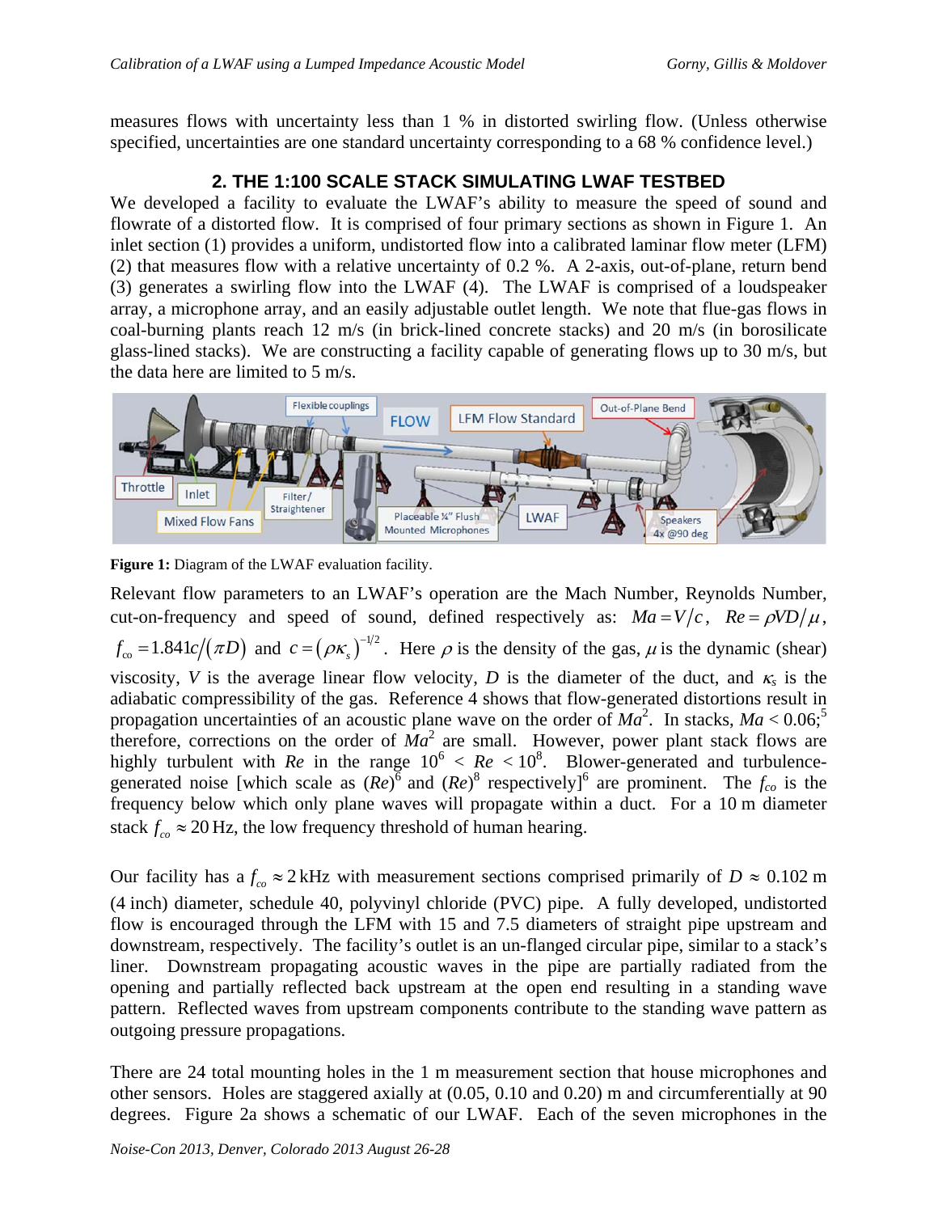measures flows with uncertainty less than 1 % in distorted swirling flow. (Unless otherwise specified, uncertainties are one standard uncertainty corresponding to a 68 % confidence level.)

## 2. THE 1:100 SCALE STACK SIMULATING LWAF TESTBED

We developed a facility to evaluate the LWAF's ability to measure the speed of sound and flowrate of a distorted flow. It is comprised of four primary sections as shown in Figure 1. An inlet section (1) provides a uniform, undistorted flow into a calibrated laminar flow meter (LFM) (2) that measures flow with a relative uncertainty of 0.2 %. A 2-axis, out-of-plane, return bend (3) generates a swirling flow into the LWAF (4). The LWAF is comprised of a loudspeaker array, a microphone array, and an easily adjustable outlet length. We note that flue-gas flows in coal-burning plants reach 12 m/s (in brick-lined concrete stacks) and 20 m/s (in borosilicate glass-lined stacks). We are constructing a facility capable of generating flows up to 30 m/s, but the data here are limited to 5 m/s.

**Figure 1:** Diagram of the LWAF evaluation facility.

Relevant flow parameters to an LWAF's operation are the Mach Number, Reynolds Number, cut-on-frequency and speed of sound, defined respectively as: $Ma = V/c$, $Re = \rho VD/\mu$, $f_{co} = 1.841c/(\pi D)$ and $c = (\rho\kappa_s)^{-1/2}$. Here $\rho$ is the density of the gas, $\mu$ is the dynamic (shear) viscosity, $V$ is the average linear flow velocity, $D$ is the diameter of the duct, and $\kappa_s$ is the adiabatic compressibility of the gas. Reference 4 shows that flow-generated distortions result in propagation uncertainties of an acoustic plane wave on the order of $Ma^2$. In stacks, $Ma < 0.06$;[5] therefore, corrections on the order of $Ma^2$ are small. However, power plant stack flows are highly turbulent with $Re$ in the range $10^6 < Re < 10^8$. Blower-generated and turbulence-generated noise [which scale as $(Re)^6$ and $(Re)^8$ respectively][6] are prominent. The $f_{co}$ is the frequency below which only plane waves will propagate within a duct. For a 10 m diameter stack $f_{co} \approx 20$ Hz, the low frequency threshold of human hearing.

Our facility has a $f_{co} \approx 2$ kHz with measurement sections comprised primarily of $D \approx 0.102$ m (4 inch) diameter, schedule 40, polyvinyl chloride (PVC) pipe. A fully developed, undistorted flow is encouraged through the LFM with 15 and 7.5 diameters of straight pipe upstream and downstream, respectively. The facility's outlet is an un-flanged circular pipe, similar to a stack's liner. Downstream propagating acoustic waves in the pipe are partially radiated from the opening and partially reflected back upstream at the open end resulting in a standing wave pattern. Reflected waves from upstream components contribute to the standing wave pattern as outgoing pressure propagations.

There are 24 total mounting holes in the 1 m measurement section that house microphones and other sensors. Holes are staggered axially at (0.05, 0.10 and 0.20) m and circumferentially at 90 degrees. Figure 2a shows a schematic of our LWAF. Each of the seven microphones in the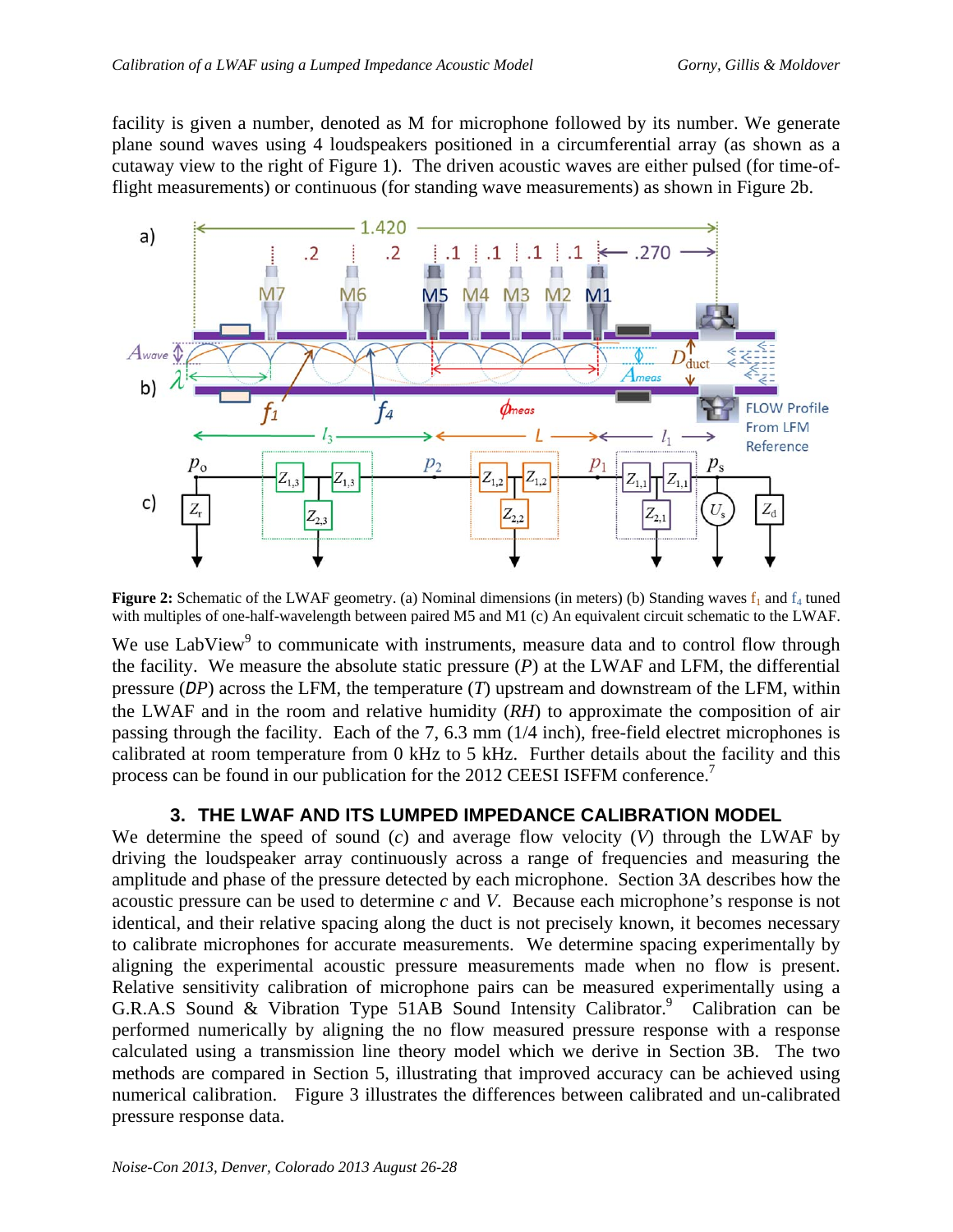facility is given a number, denoted as M for microphone followed by its number. We generate plane sound waves using 4 loudspeakers positioned in a circumferential array (as shown as a cutaway view to the right of Figure 1). The driven acoustic waves are either pulsed (for time-of-flight measurements) or continuous (for standing wave measurements) as shown in Figure 2b.

**Figure 2:** Schematic of the LWAF geometry. (a) Nominal dimensions (in meters) (b) Standing waves $f_1$ and $f_4$ tuned with multiples of one-half-wavelength between paired M5 and M1 (c) An equivalent circuit schematic to the LWAF.

We use LabView[9] to communicate with instruments, measure data and to control flow through the facility. We measure the absolute static pressure (*P*) at the LWAF and LFM, the differential pressure (*DP*) across the LFM, the temperature (*T*) upstream and downstream of the LFM, within the LWAF and in the room and relative humidity (*RH*) to approximate the composition of air passing through the facility. Each of the 7, 6.3 mm (1/4 inch), free-field electret microphones is calibrated at room temperature from 0 kHz to 5 kHz. Further details about the facility and this process can be found in our publication for the 2012 CEESI ISFFM conference.[7]

## 3. THE LWAF AND ITS LUMPED IMPEDANCE CALIBRATION MODEL

We determine the speed of sound (*c*) and average flow velocity (*V*) through the LWAF by driving the loudspeaker array continuously across a range of frequencies and measuring the amplitude and phase of the pressure detected by each microphone. Section 3A describes how the acoustic pressure can be used to determine *c* and *V*. Because each microphone's response is not identical, and their relative spacing along the duct is not precisely known, it becomes necessary to calibrate microphones for accurate measurements. We determine spacing experimentally by aligning the experimental acoustic pressure measurements made when no flow is present. Relative sensitivity calibration of microphone pairs can be measured experimentally using a G.R.A.S Sound & Vibration Type 51AB Sound Intensity Calibrator.[9] Calibration can be performed numerically by aligning the no flow measured pressure response with a response calculated using a transmission line theory model which we derive in Section 3B. The two methods are compared in Section 5, illustrating that improved accuracy can be achieved using numerical calibration. Figure 3 illustrates the differences between calibrated and un-calibrated pressure response data.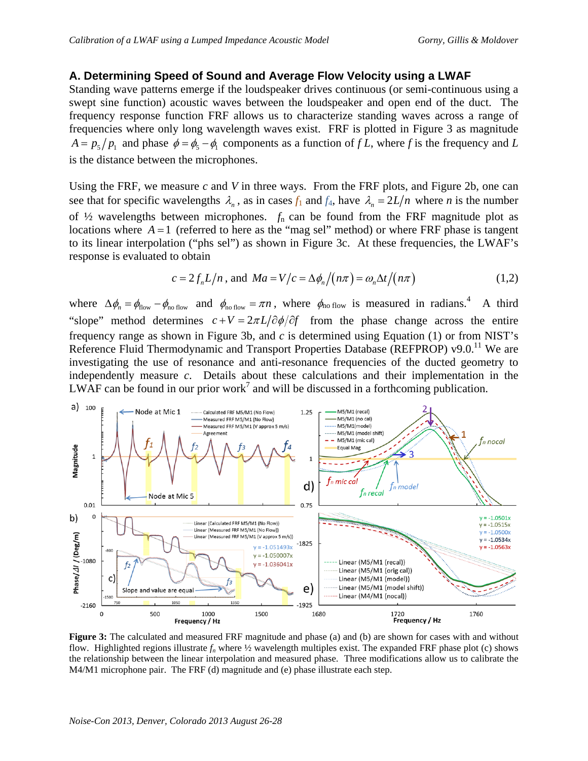## A. Determining Speed of Sound and Average Flow Velocity using a LWAF

Standing wave patterns emerge if the loudspeaker drives continuous (or semi-continuous using a swept sine function) acoustic waves between the loudspeaker and open end of the duct. The frequency response function FRF allows us to characterize standing waves across a range of frequencies where only long wavelength waves exist. FRF is plotted in Figure 3 as magnitude $A = p_5/p_1$ and phase $\phi = \phi_5 - \phi_1$ components as a function of $f\,L$, where $f$ is the frequency and $L$ is the distance between the microphones.

Using the FRF, we measure $c$ and $V$ in three ways. From the FRF plots, and Figure 2b, one can see that for specific wavelengths $\lambda_n$, as in cases $f_1$ and $f_4$, have $\lambda_n = 2L/n$ where $n$ is the number of ½ wavelengths between microphones. $f_n$ can be found from the FRF magnitude plot as locations where $A = 1$ (referred to here as the "mag sel" method) or where FRF phase is tangent to its linear interpolation ("phs sel") as shown in Figure 3c. At these frequencies, the LWAF's response is evaluated to obtain

$$c = 2 f_n L/n \text{, and } Ma = V/c = \Delta\phi_n/(n\pi) = \omega_n \Delta t/(n\pi) \tag{1,2}$$

where $\Delta\phi_n = \phi_{\text{flow}} - \phi_{\text{no flow}}$ and $\phi_{\text{no flow}} = \pi n$, where $\phi_{\text{no flow}}$ is measured in radians.[4] A third "slope" method determines $c + V = 2\pi L/\partial\phi/\partial f$ from the phase change across the entire frequency range as shown in Figure 3b, and $c$ is determined using Equation (1) or from NIST's Reference Fluid Thermodynamic and Transport Properties Database (REFPROP) v9.0.[11] We are investigating the use of resonance and anti-resonance frequencies of the ducted geometry to independently measure $c$. Details about these calculations and their implementation in the LWAF can be found in our prior work[7] and will be discussed in a forthcoming publication.

**Figure 3:** The calculated and measured FRF magnitude and phase (a) and (b) are shown for cases with and without flow. Highlighted regions illustrate $f_n$ where ½ wavelength multiples exist. The expanded FRF phase plot (c) shows the relationship between the linear interpolation and measured phase. Three modifications allow us to calibrate the M4/M1 microphone pair. The FRF (d) magnitude and (e) phase illustrate each step.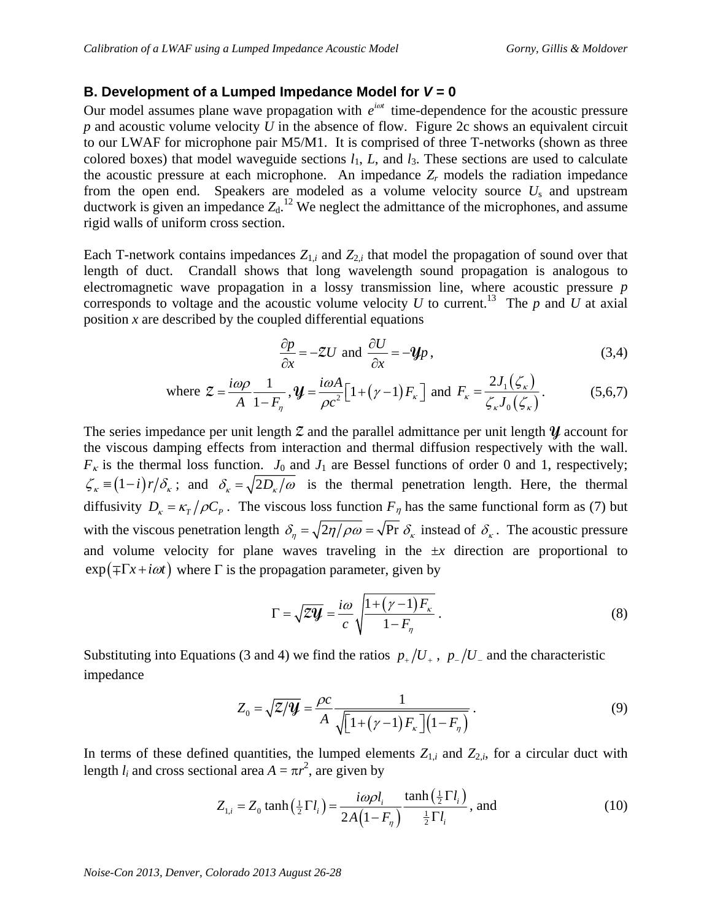### B. Development of a Lumped Impedance Model for *V* = 0

Our model assumes plane wave propagation with $e^{i\omega t}$ time-dependence for the acoustic pressure $p$ and acoustic volume velocity $U$ in the absence of flow. Figure 2c shows an equivalent circuit to our LWAF for microphone pair M5/M1. It is comprised of three T-networks (shown as three colored boxes) that model waveguide sections $l_1$, $L$, and $l_3$. These sections are used to calculate the acoustic pressure at each microphone. An impedance $Z_r$ models the radiation impedance from the open end. Speakers are modeled as a volume velocity source $U_s$ and upstream ductwork is given an impedance $Z_d$.[12] We neglect the admittance of the microphones, and assume rigid walls of uniform cross section.

Each T-network contains impedances $Z_{1,i}$ and $Z_{2,i}$ that model the propagation of sound over that length of duct. Crandall shows that long wavelength sound propagation is analogous to electromagnetic wave propagation in a lossy transmission line, where acoustic pressure $p$ corresponds to voltage and the acoustic volume velocity $U$ to current.[13] The $p$ and $U$ at axial position $x$ are described by the coupled differential equations

$$\frac{\partial p}{\partial x} = -\mathcal{Z}U \text{ and } \frac{\partial U}{\partial x} = -\mathcal{Y}p, \tag{3,4}$$

$$\text{where } \mathcal{Z} = \frac{i\omega\rho}{A}\frac{1}{1-F_\eta}, \mathcal{Y} = \frac{i\omega A}{\rho c^2}\left[1+(\gamma-1)F_\kappa\right] \text{ and } F_\kappa = \frac{2J_1(\zeta_\kappa)}{\zeta_\kappa J_0(\zeta_\kappa)}. \tag{5,6,7}$$

The series impedance per unit length $\mathcal{Z}$ and the parallel admittance per unit length $\mathcal{Y}$ account for the viscous damping effects from interaction and thermal diffusion respectively with the wall. $F_\kappa$ is the thermal loss function. $J_0$ and $J_1$ are Bessel functions of order 0 and 1, respectively; $\zeta_\kappa \equiv (1-i)r/\delta_\kappa$; and $\delta_\kappa = \sqrt{2D_\kappa/\omega}$ is the thermal penetration length. Here, the thermal diffusivity $D_\kappa = \kappa_T/\rho C_P$. The viscous loss function $F_\eta$ has the same functional form as (7) but with the viscous penetration length $\delta_\eta = \sqrt{2\eta/\rho\omega} = \sqrt{\Pr}\,\delta_\kappa$ instead of $\delta_\kappa$. The acoustic pressure and volume velocity for plane waves traveling in the $\pm x$ direction are proportional to $\exp(\mp\Gamma x + i\omega t)$ where $\Gamma$ is the propagation parameter, given by

$$\Gamma = \sqrt{\mathcal{Z}\mathcal{Y}} = \frac{i\omega}{c}\sqrt{\frac{1+(\gamma-1)F_\kappa}{1-F_\eta}}. \tag{8}$$

Substituting into Equations (3 and 4) we find the ratios $p_+/U_+$, $p_-/U_-$ and the characteristic impedance

$$Z_0 = \sqrt{\mathcal{Z}/\mathcal{Y}} = \frac{\rho c}{A}\frac{1}{\sqrt{\left[1+(\gamma-1)F_\kappa\right](1-F_\eta)}}. \tag{9}$$

In terms of these defined quantities, the lumped elements $Z_{1,i}$ and $Z_{2,i}$, for a circular duct with length $l_i$ and cross sectional area $A = \pi r^2$, are given by

$$Z_{1,i} = Z_0 \tanh\left(\tfrac{1}{2}\Gamma l_i\right) = \frac{i\omega\rho l_i}{2A(1-F_\eta)}\frac{\tanh\left(\tfrac{1}{2}\Gamma l_i\right)}{\tfrac{1}{2}\Gamma l_i}, \text{ and} \tag{10}$$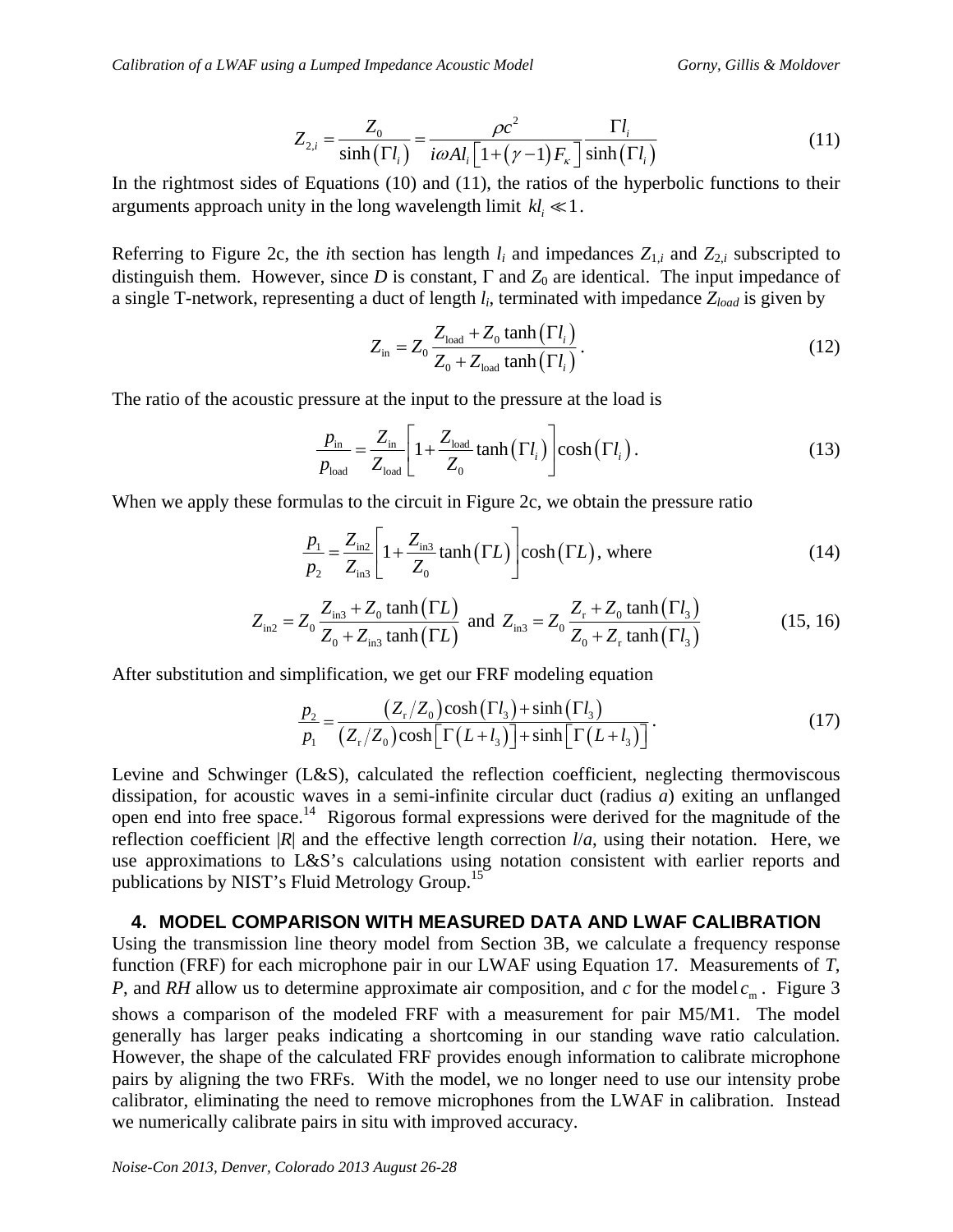$$Z_{2,i} = \frac{Z_0}{\sinh(\Gamma l_i)} = \frac{\rho c^2}{i\omega A l_i \left[1+(\gamma-1)F_\kappa\right]} \frac{\Gamma l_i}{\sinh(\Gamma l_i)} \tag{11}$$

In the rightmost sides of Equations (10) and (11), the ratios of the hyperbolic functions to their arguments approach unity in the long wavelength limit $kl_i \ll 1$.

Referring to Figure 2c, the *i*th section has length $l_i$ and impedances $Z_{1,i}$ and $Z_{2,i}$ subscripted to distinguish them. However, since *D* is constant, $\Gamma$ and $Z_0$ are identical. The input impedance of a single T-network, representing a duct of length $l_i$, terminated with impedance $Z_{load}$ is given by

$$Z_{\text{in}} = Z_0 \frac{Z_{\text{load}} + Z_0 \tanh(\Gamma l_i)}{Z_0 + Z_{\text{load}} \tanh(\Gamma l_i)}. \tag{12}$$

The ratio of the acoustic pressure at the input to the pressure at the load is

$$\frac{p_{\text{in}}}{p_{\text{load}}} = \frac{Z_{\text{in}}}{Z_{\text{load}}} \left[1 + \frac{Z_{\text{load}}}{Z_0} \tanh(\Gamma l_i)\right] \cosh(\Gamma l_i). \tag{13}$$

When we apply these formulas to the circuit in Figure 2c, we obtain the pressure ratio

$$\frac{p_1}{p_2} = \frac{Z_{\text{in}2}}{Z_{\text{in}3}} \left[1 + \frac{Z_{\text{in}3}}{Z_0} \tanh(\Gamma L)\right] \cosh(\Gamma L), \text{ where} \tag{14}$$

$$Z_{\text{in}2} = Z_0 \frac{Z_{\text{in}3} + Z_0 \tanh(\Gamma L)}{Z_0 + Z_{\text{in}3} \tanh(\Gamma L)} \text{ and } Z_{\text{in}3} = Z_0 \frac{Z_{\text{r}} + Z_0 \tanh(\Gamma l_3)}{Z_0 + Z_{\text{r}} \tanh(\Gamma l_3)} \tag{15, 16}$$

After substitution and simplification, we get our FRF modeling equation

$$\frac{p_2}{p_1} = \frac{(Z_{\text{r}}/Z_0)\cosh(\Gamma l_3) + \sinh(\Gamma l_3)}{(Z_{\text{r}}/Z_0)\cosh\left[\Gamma(L+l_3)\right] + \sinh\left[\Gamma(L+l_3)\right]}. \tag{17}$$

Levine and Schwinger (L&S), calculated the reflection coefficient, neglecting thermoviscous dissipation, for acoustic waves in a semi-infinite circular duct (radius *a*) exiting an unflanged open end into free space.[14] Rigorous formal expressions were derived for the magnitude of the reflection coefficient |*R*| and the effective length correction *l*/*a*, using their notation. Here, we use approximations to L&S's calculations using notation consistent with earlier reports and publications by NIST's Fluid Metrology Group.[15]

## 4. MODEL COMPARISON WITH MEASURED DATA AND LWAF CALIBRATION

Using the transmission line theory model from Section 3B, we calculate a frequency response function (FRF) for each microphone pair in our LWAF using Equation 17. Measurements of *T*, *P*, and *RH* allow us to determine approximate air composition, and *c* for the model $c_{\text{m}}$. Figure 3 shows a comparison of the modeled FRF with a measurement for pair M5/M1. The model generally has larger peaks indicating a shortcoming in our standing wave ratio calculation. However, the shape of the calculated FRF provides enough information to calibrate microphone pairs by aligning the two FRFs. With the model, we no longer need to use our intensity probe calibrator, eliminating the need to remove microphones from the LWAF in calibration. Instead we numerically calibrate pairs in situ with improved accuracy.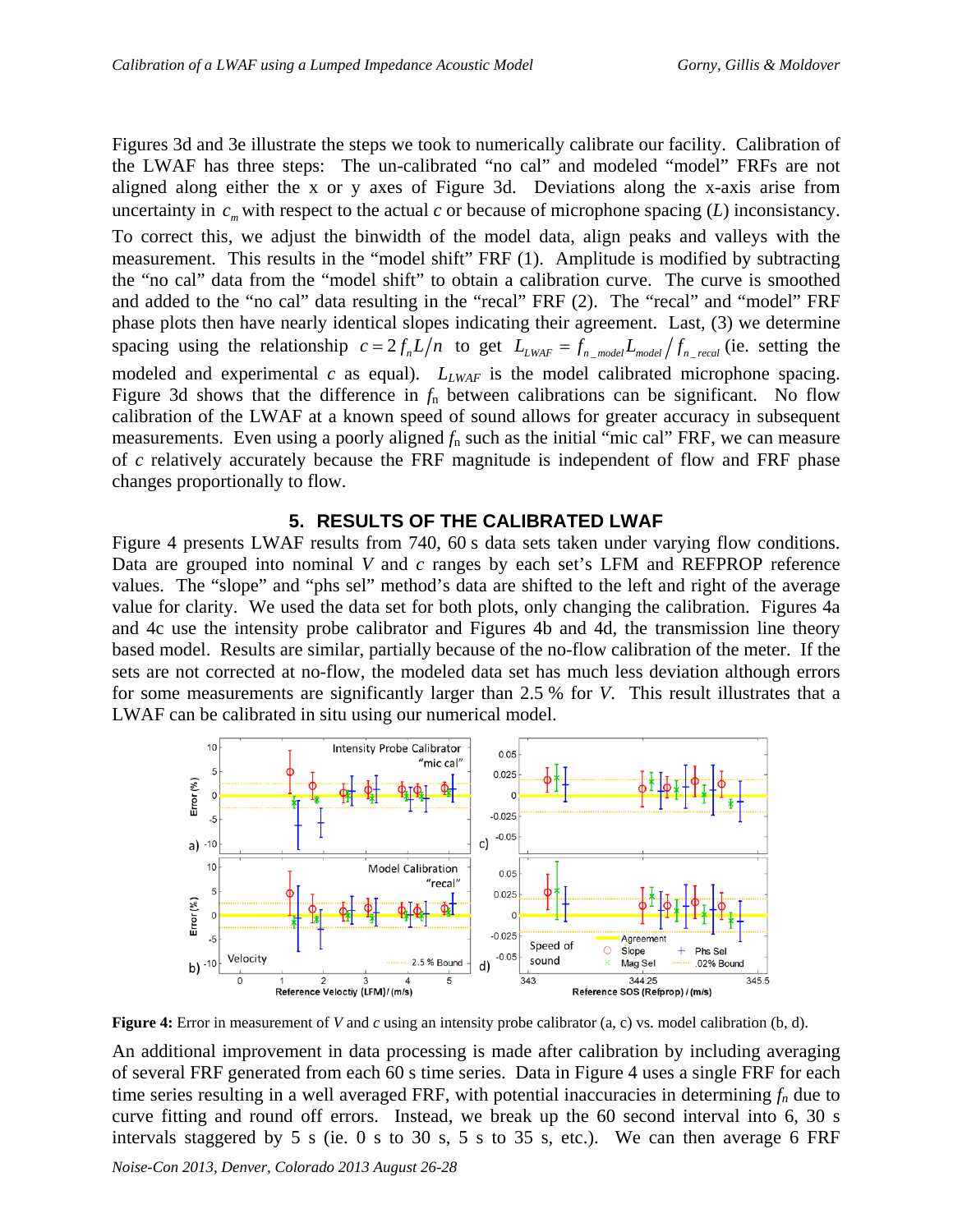Figures 3d and 3e illustrate the steps we took to numerically calibrate our facility. Calibration of the LWAF has three steps: The un-calibrated "no cal" and modeled "model" FRFs are not aligned along either the x or y axes of Figure 3d. Deviations along the x-axis arise from uncertainty in $c_m$ with respect to the actual $c$ or because of microphone spacing ($L$) inconsistancy. To correct this, we adjust the binwidth of the model data, align peaks and valleys with the measurement. This results in the "model shift" FRF (1). Amplitude is modified by subtracting the "no cal" data from the "model shift" to obtain a calibration curve. The curve is smoothed and added to the "no cal" data resulting in the "recal" FRF (2). The "recal" and "model" FRF phase plots then have nearly identical slopes indicating their agreement. Last, (3) we determine spacing using the relationship $c = 2 f_n L / n$ to get $L_{LWAF} = f_{n\_model} L_{model} / f_{n\_recal}$ (ie. setting the modeled and experimental $c$ as equal). $L_{LWAF}$ is the model calibrated microphone spacing. Figure 3d shows that the difference in $f_n$ between calibrations can be significant. No flow calibration of the LWAF at a known speed of sound allows for greater accuracy in subsequent measurements. Even using a poorly aligned $f_n$ such as the initial "mic cal" FRF, we can measure of $c$ relatively accurately because the FRF magnitude is independent of flow and FRF phase changes proportionally to flow.

## 5. RESULTS OF THE CALIBRATED LWAF

Figure 4 presents LWAF results from 740, 60 s data sets taken under varying flow conditions. Data are grouped into nominal $V$ and $c$ ranges by each set's LFM and REFPROP reference values. The "slope" and "phs sel" method's data are shifted to the left and right of the average value for clarity. We used the data set for both plots, only changing the calibration. Figures 4a and 4c use the intensity probe calibrator and Figures 4b and 4d, the transmission line theory based model. Results are similar, partially because of the no-flow calibration of the meter. If the sets are not corrected at no-flow, the modeled data set has much less deviation although errors for some measurements are significantly larger than 2.5 % for $V$. This result illustrates that a LWAF can be calibrated in situ using our numerical model.

**Figure 4:** Error in measurement of $V$ and $c$ using an intensity probe calibrator (a, c) vs. model calibration (b, d).

An additional improvement in data processing is made after calibration by including averaging of several FRF generated from each 60 s time series. Data in Figure 4 uses a single FRF for each time series resulting in a well averaged FRF, with potential inaccuracies in determining $f_n$ due to curve fitting and round off errors. Instead, we break up the 60 second interval into 6, 30 s intervals staggered by 5 s (ie. 0 s to 30 s, 5 s to 35 s, etc.). We can then average 6 FRF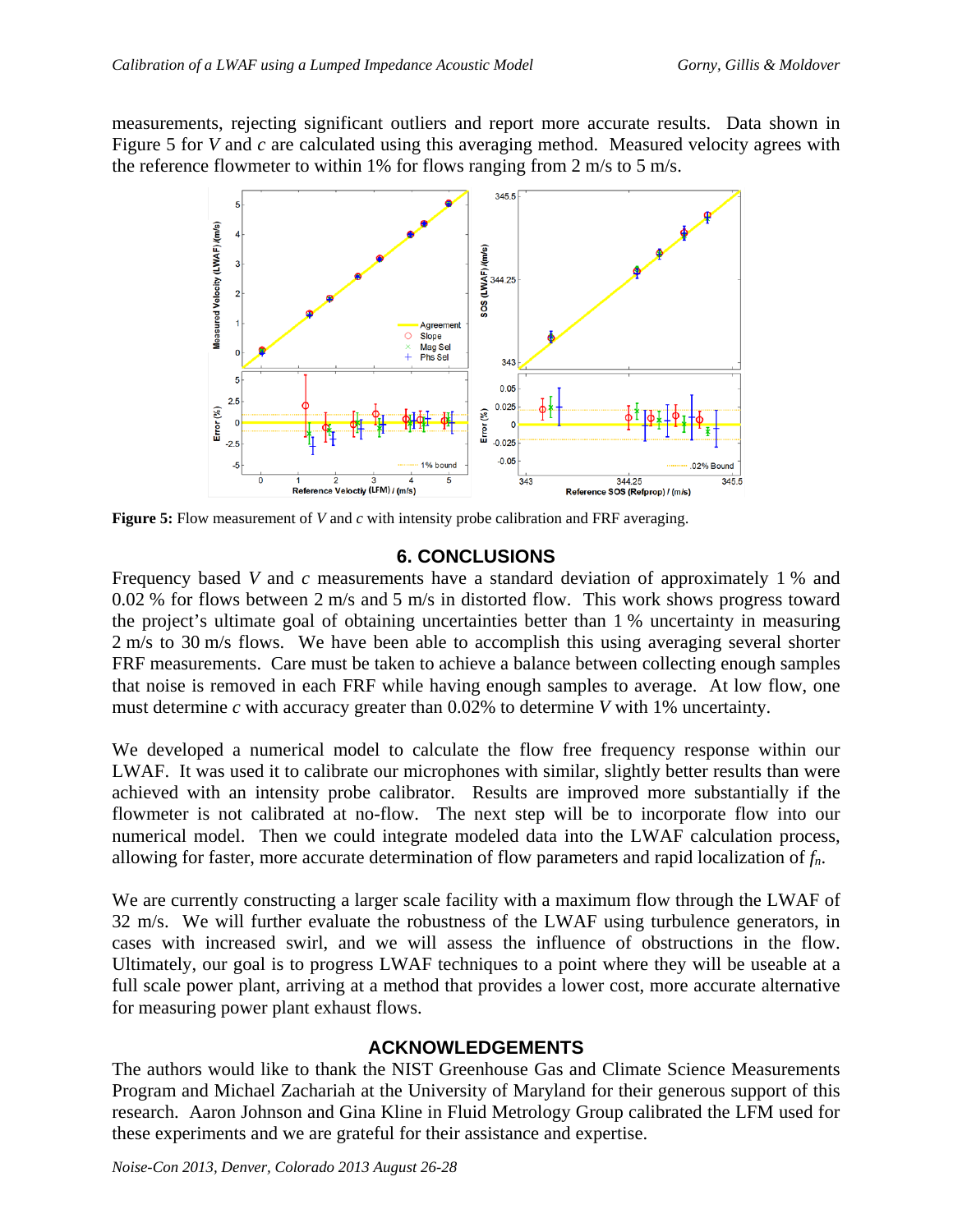measurements, rejecting significant outliers and report more accurate results. Data shown in Figure 5 for *V* and *c* are calculated using this averaging method. Measured velocity agrees with the reference flowmeter to within 1% for flows ranging from 2 m/s to 5 m/s.

**Figure 5:** Flow measurement of *V* and *c* with intensity probe calibration and FRF averaging.

## 6. CONCLUSIONS

Frequency based *V* and *c* measurements have a standard deviation of approximately 1 % and 0.02 % for flows between 2 m/s and 5 m/s in distorted flow. This work shows progress toward the project's ultimate goal of obtaining uncertainties better than 1 % uncertainty in measuring 2 m/s to 30 m/s flows. We have been able to accomplish this using averaging several shorter FRF measurements. Care must be taken to achieve a balance between collecting enough samples that noise is removed in each FRF while having enough samples to average. At low flow, one must determine *c* with accuracy greater than 0.02% to determine *V* with 1% uncertainty.

We developed a numerical model to calculate the flow free frequency response within our LWAF. It was used it to calibrate our microphones with similar, slightly better results than were achieved with an intensity probe calibrator. Results are improved more substantially if the flowmeter is not calibrated at no-flow. The next step will be to incorporate flow into our numerical model. Then we could integrate modeled data into the LWAF calculation process, allowing for faster, more accurate determination of flow parameters and rapid localization of $f_n$.

We are currently constructing a larger scale facility with a maximum flow through the LWAF of 32 m/s. We will further evaluate the robustness of the LWAF using turbulence generators, in cases with increased swirl, and we will assess the influence of obstructions in the flow. Ultimately, our goal is to progress LWAF techniques to a point where they will be useable at a full scale power plant, arriving at a method that provides a lower cost, more accurate alternative for measuring power plant exhaust flows.

## ACKNOWLEDGEMENTS

The authors would like to thank the NIST Greenhouse Gas and Climate Science Measurements Program and Michael Zachariah at the University of Maryland for their generous support of this research. Aaron Johnson and Gina Kline in Fluid Metrology Group calibrated the LFM used for these experiments and we are grateful for their assistance and expertise.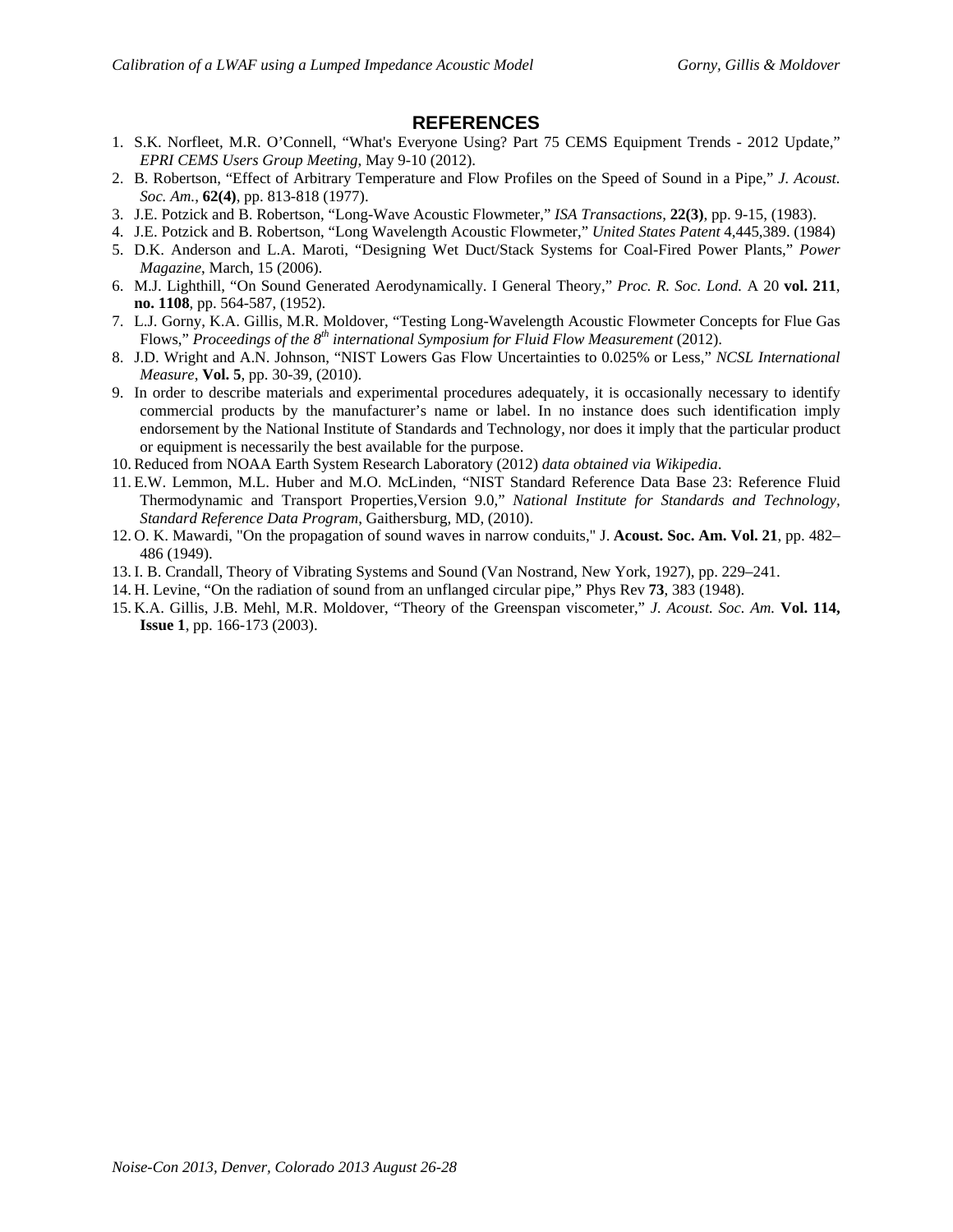## REFERENCES

1. S.K. Norfleet, M.R. O'Connell, "What's Everyone Using? Part 75 CEMS Equipment Trends - 2012 Update," *EPRI CEMS Users Group Meeting*, May 9-10 (2012).
2. B. Robertson, "Effect of Arbitrary Temperature and Flow Profiles on the Speed of Sound in a Pipe," *J. Acoust. Soc. Am.*, **62(4)**, pp. 813-818 (1977).
3. J.E. Potzick and B. Robertson, "Long-Wave Acoustic Flowmeter," *ISA Transactions*, **22(3)**, pp. 9-15, (1983).
4. J.E. Potzick and B. Robertson, "Long Wavelength Acoustic Flowmeter," *United States Patent* 4,445,389. (1984)
5. D.K. Anderson and L.A. Maroti, "Designing Wet Duct/Stack Systems for Coal-Fired Power Plants," *Power Magazine*, March, 15 (2006).
6. M.J. Lighthill, "On Sound Generated Aerodynamically. I General Theory," *Proc. R. Soc. Lond.* A 20 **vol. 211**, **no. 1108**, pp. 564-587, (1952).
7. L.J. Gorny, K.A. Gillis, M.R. Moldover, "Testing Long-Wavelength Acoustic Flowmeter Concepts for Flue Gas Flows," *Proceedings of the 8th international Symposium for Fluid Flow Measurement* (2012).
8. J.D. Wright and A.N. Johnson, "NIST Lowers Gas Flow Uncertainties to 0.025% or Less," *NCSL International Measure*, **Vol. 5**, pp. 30-39, (2010).
9. In order to describe materials and experimental procedures adequately, it is occasionally necessary to identify commercial products by the manufacturer's name or label. In no instance does such identification imply endorsement by the National Institute of Standards and Technology, nor does it imply that the particular product or equipment is necessarily the best available for the purpose.
10. Reduced from NOAA Earth System Research Laboratory (2012) *data obtained via Wikipedia*.
11. E.W. Lemmon, M.L. Huber and M.O. McLinden, "NIST Standard Reference Data Base 23: Reference Fluid Thermodynamic and Transport Properties,Version 9.0," *National Institute for Standards and Technology, Standard Reference Data Program*, Gaithersburg, MD, (2010).
12. O. K. Mawardi, "On the propagation of sound waves in narrow conduits," J. **Acoust. Soc. Am. Vol. 21**, pp. 482–486 (1949).
13. I. B. Crandall, Theory of Vibrating Systems and Sound (Van Nostrand, New York, 1927), pp. 229–241.
14. H. Levine, "On the radiation of sound from an unflanged circular pipe," Phys Rev **73**, 383 (1948).
15. K.A. Gillis, J.B. Mehl, M.R. Moldover, "Theory of the Greenspan viscometer," *J. Acoust. Soc. Am.* **Vol. 114, Issue 1**, pp. 166-173 (2003).